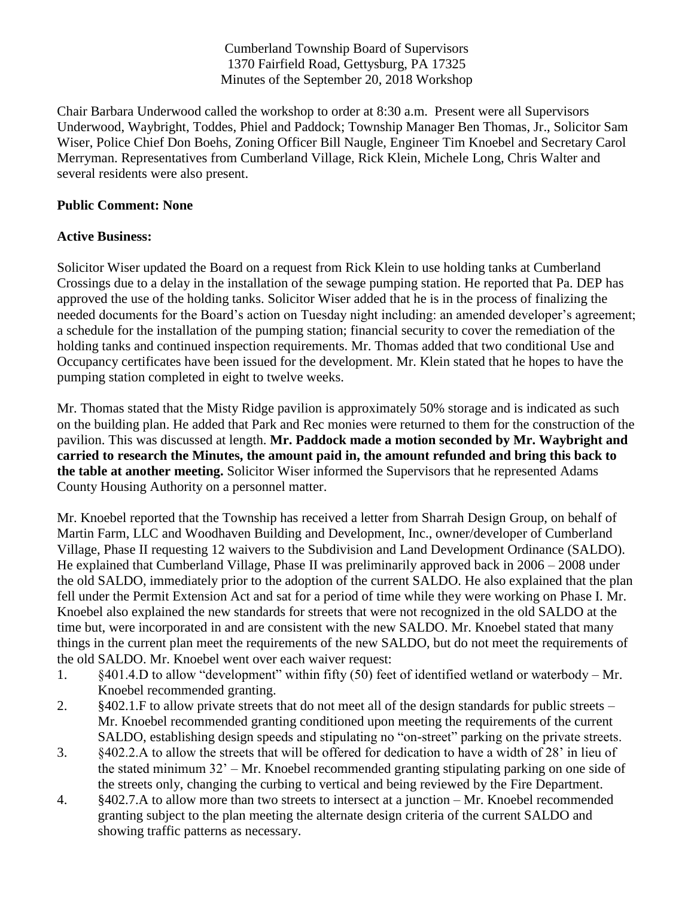Cumberland Township Board of Supervisors
1370 Fairfield Road, Gettysburg, PA 17325
Minutes of the September 20, 2018 Workshop

Chair Barbara Underwood called the workshop to order at 8:30 a.m. Present were all Supervisors Underwood, Waybright, Toddes, Phiel and Paddock; Township Manager Ben Thomas, Jr., Solicitor Sam Wiser, Police Chief Don Boehs, Zoning Officer Bill Naugle, Engineer Tim Knoebel and Secretary Carol Merryman. Representatives from Cumberland Village, Rick Klein, Michele Long, Chris Walter and several residents were also present.

**Public Comment: None**

**Active Business:**

Solicitor Wiser updated the Board on a request from Rick Klein to use holding tanks at Cumberland Crossings due to a delay in the installation of the sewage pumping station. He reported that Pa. DEP has approved the use of the holding tanks. Solicitor Wiser added that he is in the process of finalizing the needed documents for the Board's action on Tuesday night including: an amended developer's agreement; a schedule for the installation of the pumping station; financial security to cover the remediation of the holding tanks and continued inspection requirements. Mr. Thomas added that two conditional Use and Occupancy certificates have been issued for the development. Mr. Klein stated that he hopes to have the pumping station completed in eight to twelve weeks.

Mr. Thomas stated that the Misty Ridge pavilion is approximately 50% storage and is indicated as such on the building plan. He added that Park and Rec monies were returned to them for the construction of the pavilion. This was discussed at length. **Mr. Paddock made a motion seconded by Mr. Waybright and carried to research the Minutes, the amount paid in, the amount refunded and bring this back to the table at another meeting.** Solicitor Wiser informed the Supervisors that he represented Adams County Housing Authority on a personnel matter.

Mr. Knoebel reported that the Township has received a letter from Sharrah Design Group, on behalf of Martin Farm, LLC and Woodhaven Building and Development, Inc., owner/developer of Cumberland Village, Phase II requesting 12 waivers to the Subdivision and Land Development Ordinance (SALDO). He explained that Cumberland Village, Phase II was preliminarily approved back in 2006 – 2008 under the old SALDO, immediately prior to the adoption of the current SALDO. He also explained that the plan fell under the Permit Extension Act and sat for a period of time while they were working on Phase I. Mr. Knoebel also explained the new standards for streets that were not recognized in the old SALDO at the time but, were incorporated in and are consistent with the new SALDO. Mr. Knoebel stated that many things in the current plan meet the requirements of the new SALDO, but do not meet the requirements of the old SALDO. Mr. Knoebel went over each waiver request:

1. §401.4.D to allow "development" within fifty (50) feet of identified wetland or waterbody – Mr. Knoebel recommended granting.
2. §402.1.F to allow private streets that do not meet all of the design standards for public streets – Mr. Knoebel recommended granting conditioned upon meeting the requirements of the current SALDO, establishing design speeds and stipulating no "on-street" parking on the private streets.
3. §402.2.A to allow the streets that will be offered for dedication to have a width of 28' in lieu of the stated minimum 32' – Mr. Knoebel recommended granting stipulating parking on one side of the streets only, changing the curbing to vertical and being reviewed by the Fire Department.
4. §402.7.A to allow more than two streets to intersect at a junction – Mr. Knoebel recommended granting subject to the plan meeting the alternate design criteria of the current SALDO and showing traffic patterns as necessary.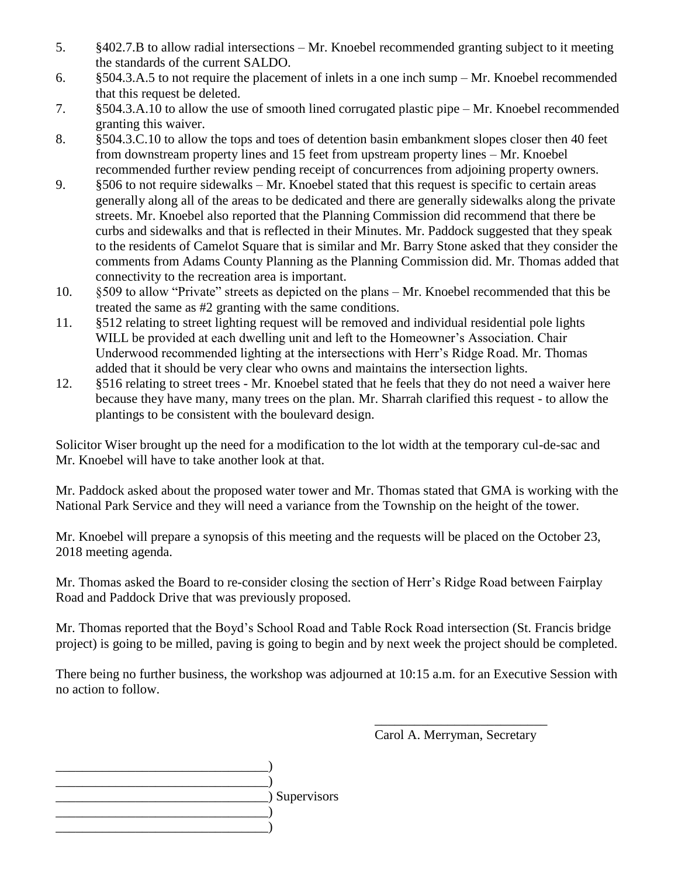5. §402.7.B to allow radial intersections – Mr. Knoebel recommended granting subject to it meeting the standards of the current SALDO.
6. §504.3.A.5 to not require the placement of inlets in a one inch sump – Mr. Knoebel recommended that this request be deleted.
7. §504.3.A.10 to allow the use of smooth lined corrugated plastic pipe – Mr. Knoebel recommended granting this waiver.
8. §504.3.C.10 to allow the tops and toes of detention basin embankment slopes closer then 40 feet from downstream property lines and 15 feet from upstream property lines – Mr. Knoebel recommended further review pending receipt of concurrences from adjoining property owners.
9. §506 to not require sidewalks – Mr. Knoebel stated that this request is specific to certain areas generally along all of the areas to be dedicated and there are generally sidewalks along the private streets. Mr. Knoebel also reported that the Planning Commission did recommend that there be curbs and sidewalks and that is reflected in their Minutes. Mr. Paddock suggested that they speak to the residents of Camelot Square that is similar and Mr. Barry Stone asked that they consider the comments from Adams County Planning as the Planning Commission did. Mr. Thomas added that connectivity to the recreation area is important.
10. §509 to allow "Private" streets as depicted on the plans – Mr. Knoebel recommended that this be treated the same as #2 granting with the same conditions.
11. §512 relating to street lighting request will be removed and individual residential pole lights WILL be provided at each dwelling unit and left to the Homeowner's Association. Chair Underwood recommended lighting at the intersections with Herr's Ridge Road. Mr. Thomas added that it should be very clear who owns and maintains the intersection lights.
12. §516 relating to street trees - Mr. Knoebel stated that he feels that they do not need a waiver here because they have many, many trees on the plan. Mr. Sharrah clarified this request - to allow the plantings to be consistent with the boulevard design.

Solicitor Wiser brought up the need for a modification to the lot width at the temporary cul-de-sac and Mr. Knoebel will have to take another look at that.

Mr. Paddock asked about the proposed water tower and Mr. Thomas stated that GMA is working with the National Park Service and they will need a variance from the Township on the height of the tower.

Mr. Knoebel will prepare a synopsis of this meeting and the requests will be placed on the October 23, 2018 meeting agenda.

Mr. Thomas asked the Board to re-consider closing the section of Herr's Ridge Road between Fairplay Road and Paddock Drive that was previously proposed.

Mr. Thomas reported that the Boyd's School Road and Table Rock Road intersection (St. Francis bridge project) is going to be milled, paving is going to begin and by next week the project should be completed.

There being no further business, the workshop was adjourned at 10:15 a.m. for an Executive Session with no action to follow.

\_\_\_\_\_\_\_\_\_\_\_\_\_\_\_\_\_\_\_\_\_\_\_\_\_\_
Carol A. Merryman, Secretary

\_\_\_\_\_\_\_\_\_\_\_\_\_\_\_\_\_\_\_\_\_\_\_\_\_\_\_\_\_\_\_\_)
\_\_\_\_\_\_\_\_\_\_\_\_\_\_\_\_\_\_\_\_\_\_\_\_\_\_\_\_\_\_\_\_)
\_\_\_\_\_\_\_\_\_\_\_\_\_\_\_\_\_\_\_\_\_\_\_\_\_\_\_\_\_\_\_\_) Supervisors
\_\_\_\_\_\_\_\_\_\_\_\_\_\_\_\_\_\_\_\_\_\_\_\_\_\_\_\_\_\_\_\_)
\_\_\_\_\_\_\_\_\_\_\_\_\_\_\_\_\_\_\_\_\_\_\_\_\_\_\_\_\_\_\_\_)